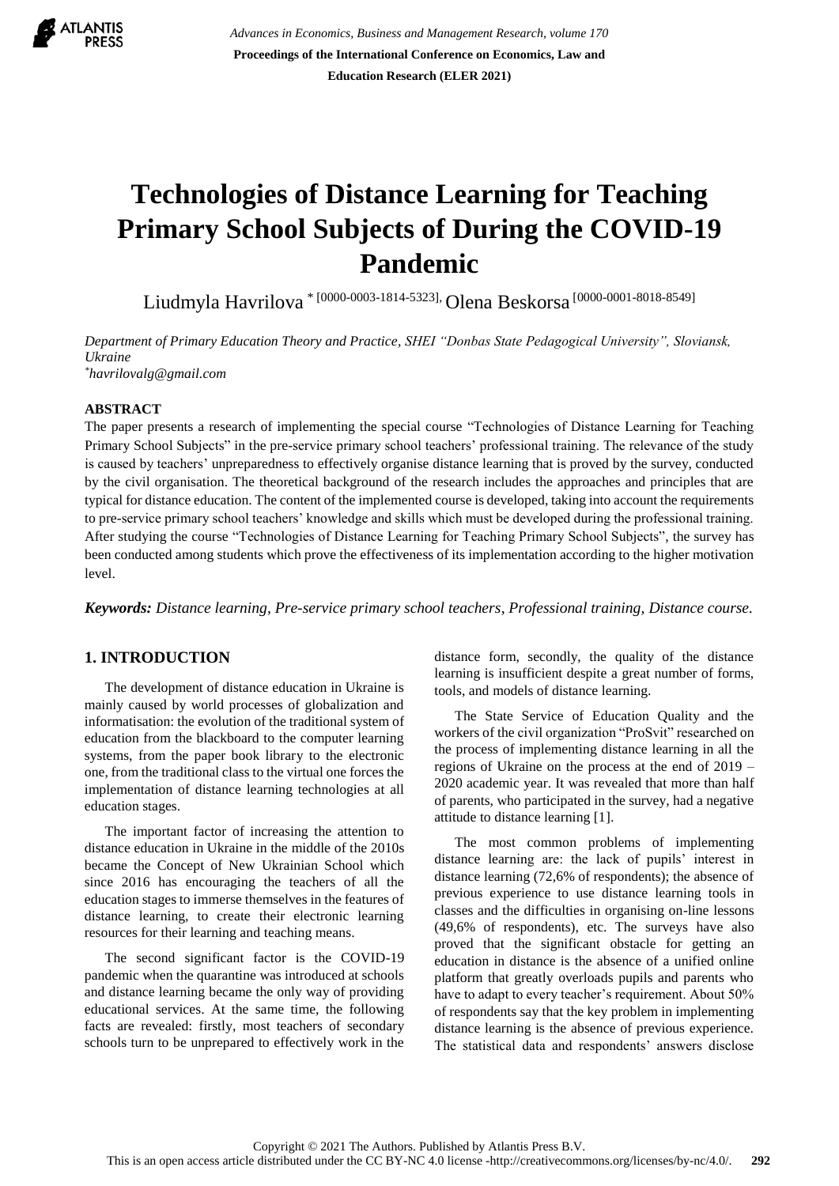# Technologies of Distance Learning for Teaching Primary School Subjects of During the COVID-19 Pandemic

Liudmyla Havrilova * [0000-0003-1814-5323], Olena Beskorsa [0000-0001-8018-8549]

*Department of Primary Education Theory and Practice, SHEI "Donbas State Pedagogical University", Sloviansk, Ukraine*
*\*havrilovalg@gmail.com*

## ABSTRACT

The paper presents a research of implementing the special course "Technologies of Distance Learning for Teaching Primary School Subjects" in the pre-service primary school teachers' professional training. The relevance of the study is caused by teachers' unpreparedness to effectively organise distance learning that is proved by the survey, conducted by the civil organisation. The theoretical background of the research includes the approaches and principles that are typical for distance education. The content of the implemented course is developed, taking into account the requirements to pre-service primary school teachers' knowledge and skills which must be developed during the professional training. After studying the course "Technologies of Distance Learning for Teaching Primary School Subjects", the survey has been conducted among students which prove the effectiveness of its implementation according to the higher motivation level.

***Keywords:** Distance learning, Pre-service primary school teachers, Professional training, Distance course.*

## 1. INTRODUCTION

The development of distance education in Ukraine is mainly caused by world processes of globalization and informatisation: the evolution of the traditional system of education from the blackboard to the computer learning systems, from the paper book library to the electronic one, from the traditional class to the virtual one forces the implementation of distance learning technologies at all education stages.

The important factor of increasing the attention to distance education in Ukraine in the middle of the 2010s became the Concept of New Ukrainian School which since 2016 has encouraging the teachers of all the education stages to immerse themselves in the features of distance learning, to create their electronic learning resources for their learning and teaching means.

The second significant factor is the COVID-19 pandemic when the quarantine was introduced at schools and distance learning became the only way of providing educational services. At the same time, the following facts are revealed: firstly, most teachers of secondary schools turn to be unprepared to effectively work in the distance form, secondly, the quality of the distance learning is insufficient despite a great number of forms, tools, and models of distance learning.

The State Service of Education Quality and the workers of the civil organization "ProSvit" researched on the process of implementing distance learning in all the regions of Ukraine on the process at the end of 2019 – 2020 academic year. It was revealed that more than half of parents, who participated in the survey, had a negative attitude to distance learning [1].

The most common problems of implementing distance learning are: the lack of pupils' interest in distance learning (72,6% of respondents); the absence of previous experience to use distance learning tools in classes and the difficulties in organising on-line lessons (49,6% of respondents), etc. The surveys have also proved that the significant obstacle for getting an education in distance is the absence of a unified online platform that greatly overloads pupils and parents who have to adapt to every teacher's requirement. About 50% of respondents say that the key problem in implementing distance learning is the absence of previous experience. The statistical data and respondents' answers disclose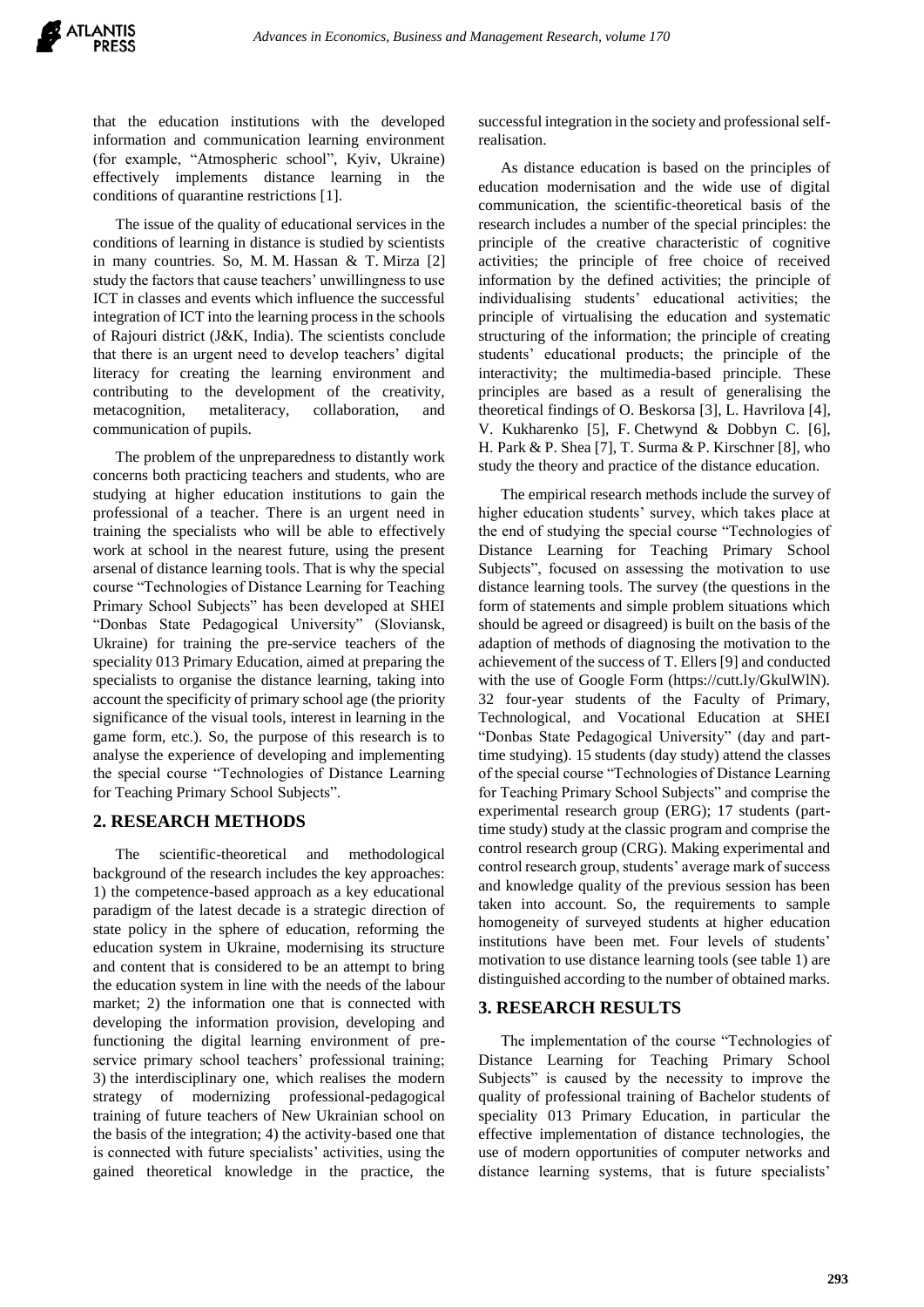that the education institutions with the developed information and communication learning environment (for example, "Atmospheric school", Kyiv, Ukraine) effectively implements distance learning in the conditions of quarantine restrictions [1].

The issue of the quality of educational services in the conditions of learning in distance is studied by scientists in many countries. So, M. M. Hassan & T. Mirza [2] study the factors that cause teachers' unwillingness to use ICT in classes and events which influence the successful integration of ICT into the learning process in the schools of Rajouri district (J&K, India). The scientists conclude that there is an urgent need to develop teachers' digital literacy for creating the learning environment and contributing to the development of the creativity, metacognition, metaliteracy, collaboration, and communication of pupils.

The problem of the unpreparedness to distantly work concerns both practicing teachers and students, who are studying at higher education institutions to gain the professional of a teacher. There is an urgent need in training the specialists who will be able to effectively work at school in the nearest future, using the present arsenal of distance learning tools. That is why the special course "Technologies of Distance Learning for Teaching Primary School Subjects" has been developed at SHEI "Donbas State Pedagogical University" (Sloviansk, Ukraine) for training the pre-service teachers of the speciality 013 Primary Education, aimed at preparing the specialists to organise the distance learning, taking into account the specificity of primary school age (the priority significance of the visual tools, interest in learning in the game form, etc.). So, the purpose of this research is to analyse the experience of developing and implementing the special course "Technologies of Distance Learning for Teaching Primary School Subjects".

## 2. RESEARCH METHODS

The scientific-theoretical and methodological background of the research includes the key approaches: 1) the competence-based approach as a key educational paradigm of the latest decade is a strategic direction of state policy in the sphere of education, reforming the education system in Ukraine, modernising its structure and content that is considered to be an attempt to bring the education system in line with the needs of the labour market; 2) the information one that is connected with developing the information provision, developing and functioning the digital learning environment of pre-service primary school teachers' professional training; 3) the interdisciplinary one, which realises the modern strategy of modernizing professional-pedagogical training of future teachers of New Ukrainian school on the basis of the integration; 4) the activity-based one that is connected with future specialists' activities, using the gained theoretical knowledge in the practice, the successful integration in the society and professional self-realisation.

As distance education is based on the principles of education modernisation and the wide use of digital communication, the scientific-theoretical basis of the research includes a number of the special principles: the principle of the creative characteristic of cognitive activities; the principle of free choice of received information by the defined activities; the principle of individualising students' educational activities; the principle of virtualising the education and systematic structuring of the information; the principle of creating students' educational products; the principle of the interactivity; the multimedia-based principle. These principles are based as a result of generalising the theoretical findings of O. Beskorsa [3], L. Havrilova [4], V. Kukharenko [5], F. Chetwynd & Dobbyn C. [6], H. Park & P. Shea [7], T. Surma & P. Kirschner [8], who study the theory and practice of the distance education.

The empirical research methods include the survey of higher education students' survey, which takes place at the end of studying the special course "Technologies of Distance Learning for Teaching Primary School Subjects", focused on assessing the motivation to use distance learning tools. The survey (the questions in the form of statements and simple problem situations which should be agreed or disagreed) is built on the basis of the adaption of methods of diagnosing the motivation to the achievement of the success of T. Ellers [9] and conducted with the use of Google Form (https://cutt.ly/GkulWlN). 32 four-year students of the Faculty of Primary, Technological, and Vocational Education at SHEI "Donbas State Pedagogical University" (day and part-time studying). 15 students (day study) attend the classes of the special course "Technologies of Distance Learning for Teaching Primary School Subjects" and comprise the experimental research group (ERG); 17 students (part-time study) study at the classic program and comprise the control research group (CRG). Making experimental and control research group, students' average mark of success and knowledge quality of the previous session has been taken into account. So, the requirements to sample homogeneity of surveyed students at higher education institutions have been met. Four levels of students' motivation to use distance learning tools (see table 1) are distinguished according to the number of obtained marks.

## 3. RESEARCH RESULTS

The implementation of the course "Technologies of Distance Learning for Teaching Primary School Subjects" is caused by the necessity to improve the quality of professional training of Bachelor students of speciality 013 Primary Education, in particular the effective implementation of distance technologies, the use of modern opportunities of computer networks and distance learning systems, that is future specialists'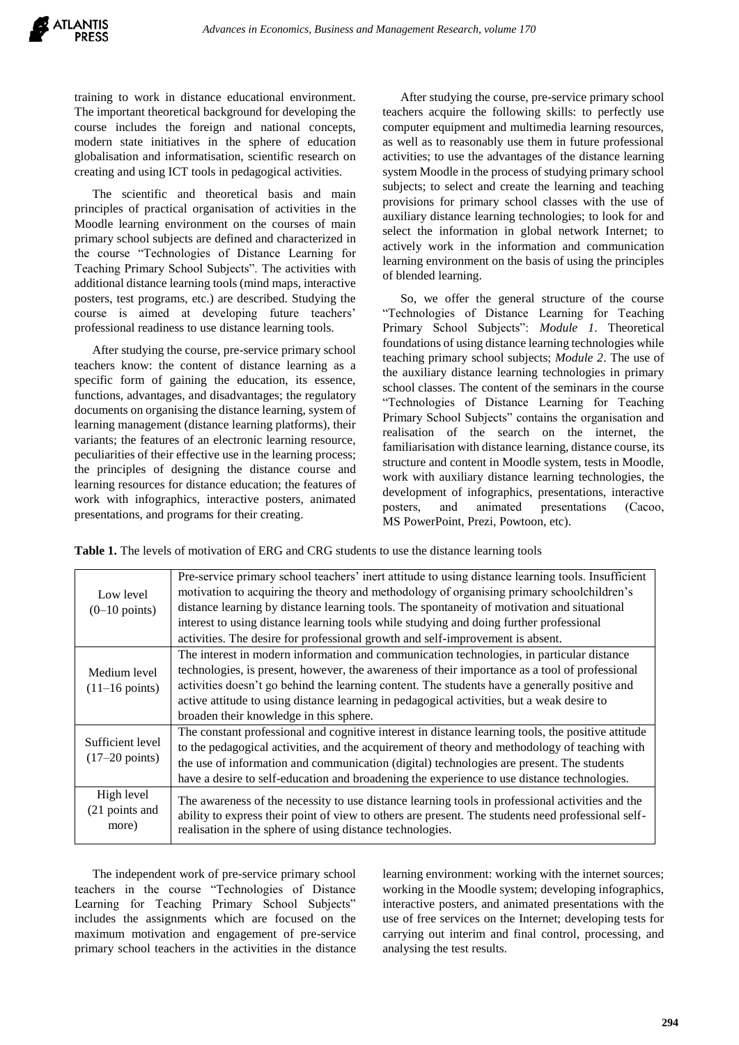training to work in distance educational environment. The important theoretical background for developing the course includes the foreign and national concepts, modern state initiatives in the sphere of education globalisation and informatisation, scientific research on creating and using ICT tools in pedagogical activities.

The scientific and theoretical basis and main principles of practical organisation of activities in the Moodle learning environment on the courses of main primary school subjects are defined and characterized in the course "Technologies of Distance Learning for Teaching Primary School Subjects". The activities with additional distance learning tools (mind maps, interactive posters, test programs, etc.) are described. Studying the course is aimed at developing future teachers' professional readiness to use distance learning tools.

After studying the course, pre-service primary school teachers know: the content of distance learning as a specific form of gaining the education, its essence, functions, advantages, and disadvantages; the regulatory documents on organising the distance learning, system of learning management (distance learning platforms), their variants; the features of an electronic learning resource, peculiarities of their effective use in the learning process; the principles of designing the distance course and learning resources for distance education; the features of work with infographics, interactive posters, animated presentations, and programs for their creating.

After studying the course, pre-service primary school teachers acquire the following skills: to perfectly use computer equipment and multimedia learning resources, as well as to reasonably use them in future professional activities; to use the advantages of the distance learning system Moodle in the process of studying primary school subjects; to select and create the learning and teaching provisions for primary school classes with the use of auxiliary distance learning technologies; to look for and select the information in global network Internet; to actively work in the information and communication learning environment on the basis of using the principles of blended learning.

So, we offer the general structure of the course "Technologies of Distance Learning for Teaching Primary School Subjects": *Module 1*. Theoretical foundations of using distance learning technologies while teaching primary school subjects; *Module 2*. The use of the auxiliary distance learning technologies in primary school classes. The content of the seminars in the course "Technologies of Distance Learning for Teaching Primary School Subjects" contains the organisation and realisation of the search on the internet, the familiarisation with distance learning, distance course, its structure and content in Moodle system, tests in Moodle, work with auxiliary distance learning technologies, the development of infographics, presentations, interactive posters, and animated presentations (Cacoo, MS PowerPoint, Prezi, Powtoon, etc).

**Table 1.** The levels of motivation of ERG and CRG students to use the distance learning tools

| Level | Description |
|---|---|
| Low level (0–10 points) | Pre-service primary school teachers' inert attitude to using distance learning tools. Insufficient motivation to acquiring the theory and methodology of organising primary schoolchildren's distance learning by distance learning tools. The spontaneity of motivation and situational interest to using distance learning tools while studying and doing further professional activities. The desire for professional growth and self-improvement is absent. |
| Medium level (11–16 points) | The interest in modern information and communication technologies, in particular distance technologies, is present, however, the awareness of their importance as a tool of professional activities doesn't go behind the learning content. The students have a generally positive and active attitude to using distance learning in pedagogical activities, but a weak desire to broaden their knowledge in this sphere. |
| Sufficient level (17–20 points) | The constant professional and cognitive interest in distance learning tools, the positive attitude to the pedagogical activities, and the acquirement of theory and methodology of teaching with the use of information and communication (digital) technologies are present. The students have a desire to self-education and broadening the experience to use distance technologies. |
| High level (21 points and more) | The awareness of the necessity to use distance learning tools in professional activities and the ability to express their point of view to others are present. The students need professional self-realisation in the sphere of using distance technologies. |

The independent work of pre-service primary school teachers in the course "Technologies of Distance Learning for Teaching Primary School Subjects" includes the assignments which are focused on the maximum motivation and engagement of pre-service primary school teachers in the activities in the distance learning environment: working with the internet sources; working in the Moodle system; developing infographics, interactive posters, and animated presentations with the use of free services on the Internet; developing tests for carrying out interim and final control, processing, and analysing the test results.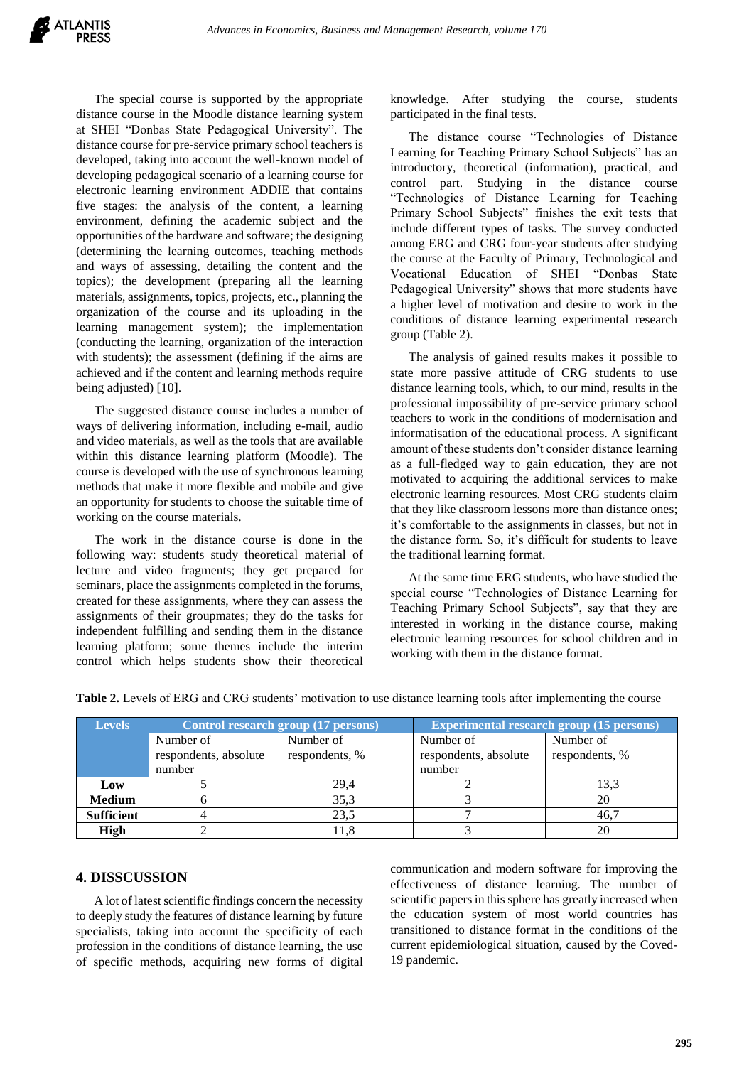The special course is supported by the appropriate distance course in the Moodle distance learning system at SHEI "Donbas State Pedagogical University". The distance course for pre-service primary school teachers is developed, taking into account the well-known model of developing pedagogical scenario of a learning course for electronic learning environment ADDIE that contains five stages: the analysis of the content, a learning environment, defining the academic subject and the opportunities of the hardware and software; the designing (determining the learning outcomes, teaching methods and ways of assessing, detailing the content and the topics); the development (preparing all the learning materials, assignments, topics, projects, etc., planning the organization of the course and its uploading in the learning management system); the implementation (conducting the learning, organization of the interaction with students); the assessment (defining if the aims are achieved and if the content and learning methods require being adjusted) [10].

The suggested distance course includes a number of ways of delivering information, including e-mail, audio and video materials, as well as the tools that are available within this distance learning platform (Moodle). The course is developed with the use of synchronous learning methods that make it more flexible and mobile and give an opportunity for students to choose the suitable time of working on the course materials.

The work in the distance course is done in the following way: students study theoretical material of lecture and video fragments; they get prepared for seminars, place the assignments completed in the forums, created for these assignments, where they can assess the assignments of their groupmates; they do the tasks for independent fulfilling and sending them in the distance learning platform; some themes include the interim control which helps students show their theoretical knowledge. After studying the course, students participated in the final tests.

The distance course "Technologies of Distance Learning for Teaching Primary School Subjects" has an introductory, theoretical (information), practical, and control part. Studying in the distance course "Technologies of Distance Learning for Teaching Primary School Subjects" finishes the exit tests that include different types of tasks. The survey conducted among ERG and CRG four-year students after studying the course at the Faculty of Primary, Technological and Vocational Education of SHEI "Donbas State Pedagogical University" shows that more students have a higher level of motivation and desire to work in the conditions of distance learning experimental research group (Table 2).

The analysis of gained results makes it possible to state more passive attitude of CRG students to use distance learning tools, which, to our mind, results in the professional impossibility of pre-service primary school teachers to work in the conditions of modernisation and informatisation of the educational process. A significant amount of these students don't consider distance learning as a full-fledged way to gain education, they are not motivated to acquiring the additional services to make electronic learning resources. Most CRG students claim that they like classroom lessons more than distance ones; it's comfortable to the assignments in classes, but not in the distance form. So, it's difficult for students to leave the traditional learning format.

At the same time ERG students, who have studied the special course "Technologies of Distance Learning for Teaching Primary School Subjects", say that they are interested in working in the distance course, making electronic learning resources for school children and in working with them in the distance format.

**Table 2.** Levels of ERG and CRG students' motivation to use distance learning tools after implementing the course

| Levels | Control research group (17 persons) | | Experimental research group (15 persons) | |
|---|---|---|---|---|
| | Number of respondents, absolute number | Number of respondents, % | Number of respondents, absolute number | Number of respondents, % |
| **Low** | 5 | 29,4 | 2 | 13,3 |
| **Medium** | 6 | 35,3 | 3 | 20 |
| **Sufficient** | 4 | 23,5 | 7 | 46,7 |
| **High** | 2 | 11,8 | 3 | 20 |

## 4. DISSCUSSION

A lot of latest scientific findings concern the necessity to deeply study the features of distance learning by future specialists, taking into account the specificity of each profession in the conditions of distance learning, the use of specific methods, acquiring new forms of digital communication and modern software for improving the effectiveness of distance learning. The number of scientific papers in this sphere has greatly increased when the education system of most world countries has transitioned to distance format in the conditions of the current epidemiological situation, caused by the Coved-19 pandemic.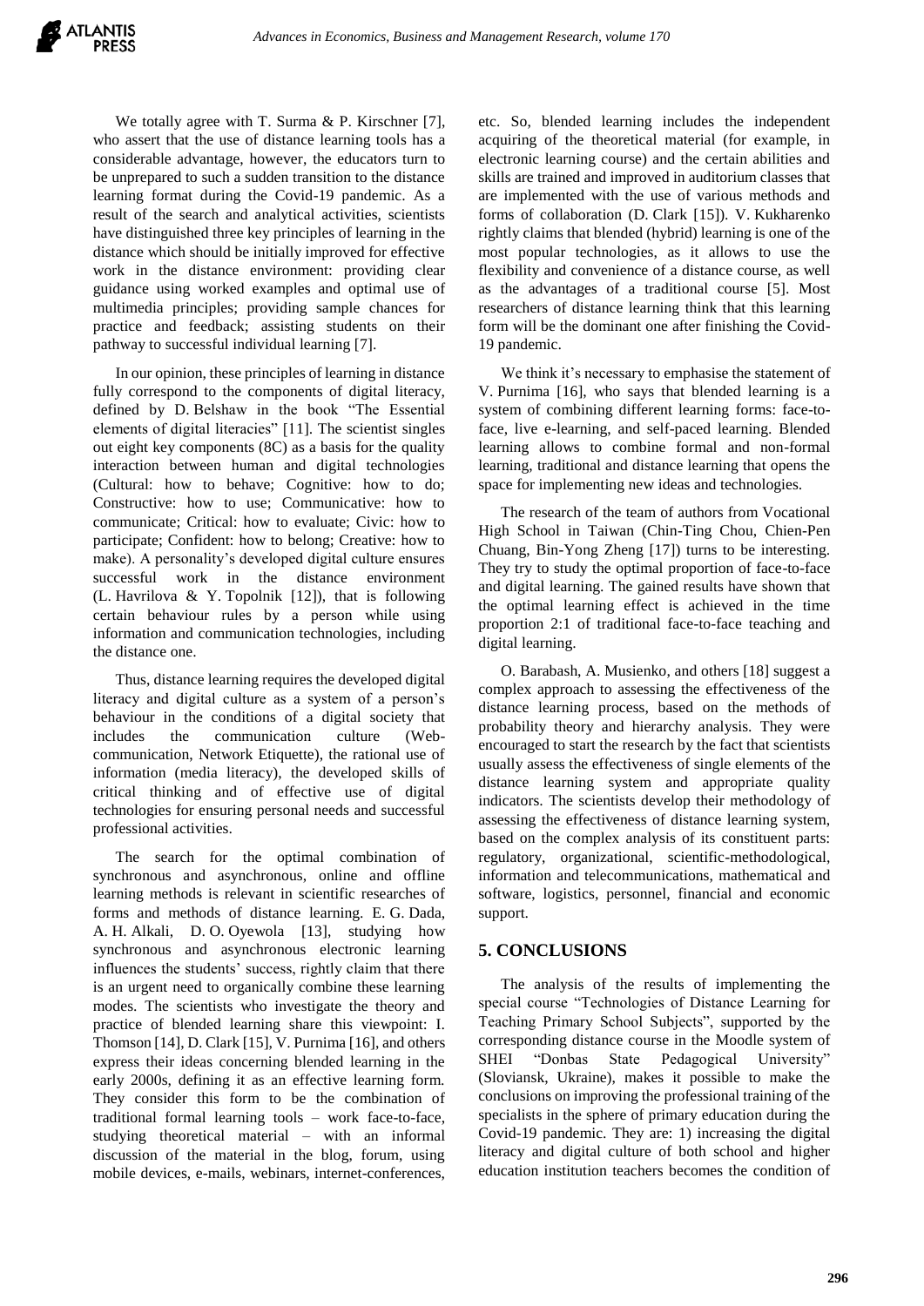We totally agree with T. Surma & P. Kirschner [7], who assert that the use of distance learning tools has a considerable advantage, however, the educators turn to be unprepared to such a sudden transition to the distance learning format during the Covid-19 pandemic. As a result of the search and analytical activities, scientists have distinguished three key principles of learning in the distance which should be initially improved for effective work in the distance environment: providing clear guidance using worked examples and optimal use of multimedia principles; providing sample chances for practice and feedback; assisting students on their pathway to successful individual learning [7].

In our opinion, these principles of learning in distance fully correspond to the components of digital literacy, defined by D. Belshaw in the book "The Essential elements of digital literacies" [11]. The scientist singles out eight key components (8C) as a basis for the quality interaction between human and digital technologies (Cultural: how to behave; Cognitive: how to do; Constructive: how to use; Communicative: how to communicate; Critical: how to evaluate; Civic: how to participate; Confident: how to belong; Creative: how to make). A personality's developed digital culture ensures successful work in the distance environment (L. Havrilova & Y. Topolnik [12]), that is following certain behaviour rules by a person while using information and communication technologies, including the distance one.

Thus, distance learning requires the developed digital literacy and digital culture as a system of a person's behaviour in the conditions of a digital society that includes the communication culture (Web-communication, Network Etiquette), the rational use of information (media literacy), the developed skills of critical thinking and of effective use of digital technologies for ensuring personal needs and successful professional activities.

The search for the optimal combination of synchronous and asynchronous, online and offline learning methods is relevant in scientific researches of forms and methods of distance learning. E. G. Dada, A. H. Alkali, D. O. Oyewola [13], studying how synchronous and asynchronous electronic learning influences the students' success, rightly claim that there is an urgent need to organically combine these learning modes. The scientists who investigate the theory and practice of blended learning share this viewpoint: I. Thomson [14], D. Clark [15], V. Purnima [16], and others express their ideas concerning blended learning in the early 2000s, defining it as an effective learning form. They consider this form to be the combination of traditional formal learning tools – work face-to-face, studying theoretical material – with an informal discussion of the material in the blog, forum, using mobile devices, e-mails, webinars, internet-conferences, etc. So, blended learning includes the independent acquiring of the theoretical material (for example, in electronic learning course) and the certain abilities and skills are trained and improved in auditorium classes that are implemented with the use of various methods and forms of collaboration (D. Clark [15]). V. Kukharenko rightly claims that blended (hybrid) learning is one of the most popular technologies, as it allows to use the flexibility and convenience of a distance course, as well as the advantages of a traditional course [5]. Most researchers of distance learning think that this learning form will be the dominant one after finishing the Covid-19 pandemic.

We think it's necessary to emphasise the statement of V. Purnima [16], who says that blended learning is a system of combining different learning forms: face-to-face, live e-learning, and self-paced learning. Blended learning allows to combine formal and non-formal learning, traditional and distance learning that opens the space for implementing new ideas and technologies.

The research of the team of authors from Vocational High School in Taiwan (Chin-Ting Chou, Chien-Pen Chuang, Bin-Yong Zheng [17]) turns to be interesting. They try to study the optimal proportion of face-to-face and digital learning. The gained results have shown that the optimal learning effect is achieved in the time proportion 2:1 of traditional face-to-face teaching and digital learning.

O. Barabash, A. Musienko, and others [18] suggest a complex approach to assessing the effectiveness of the distance learning process, based on the methods of probability theory and hierarchy analysis. They were encouraged to start the research by the fact that scientists usually assess the effectiveness of single elements of the distance learning system and appropriate quality indicators. The scientists develop their methodology of assessing the effectiveness of distance learning system, based on the complex analysis of its constituent parts: regulatory, organizational, scientific-methodological, information and telecommunications, mathematical and software, logistics, personnel, financial and economic support.

## 5. CONCLUSIONS

The analysis of the results of implementing the special course "Technologies of Distance Learning for Teaching Primary School Subjects", supported by the corresponding distance course in the Moodle system of SHEI "Donbas State Pedagogical University" (Sloviansk, Ukraine), makes it possible to make the conclusions on improving the professional training of the specialists in the sphere of primary education during the Covid-19 pandemic. They are: 1) increasing the digital literacy and digital culture of both school and higher education institution teachers becomes the condition of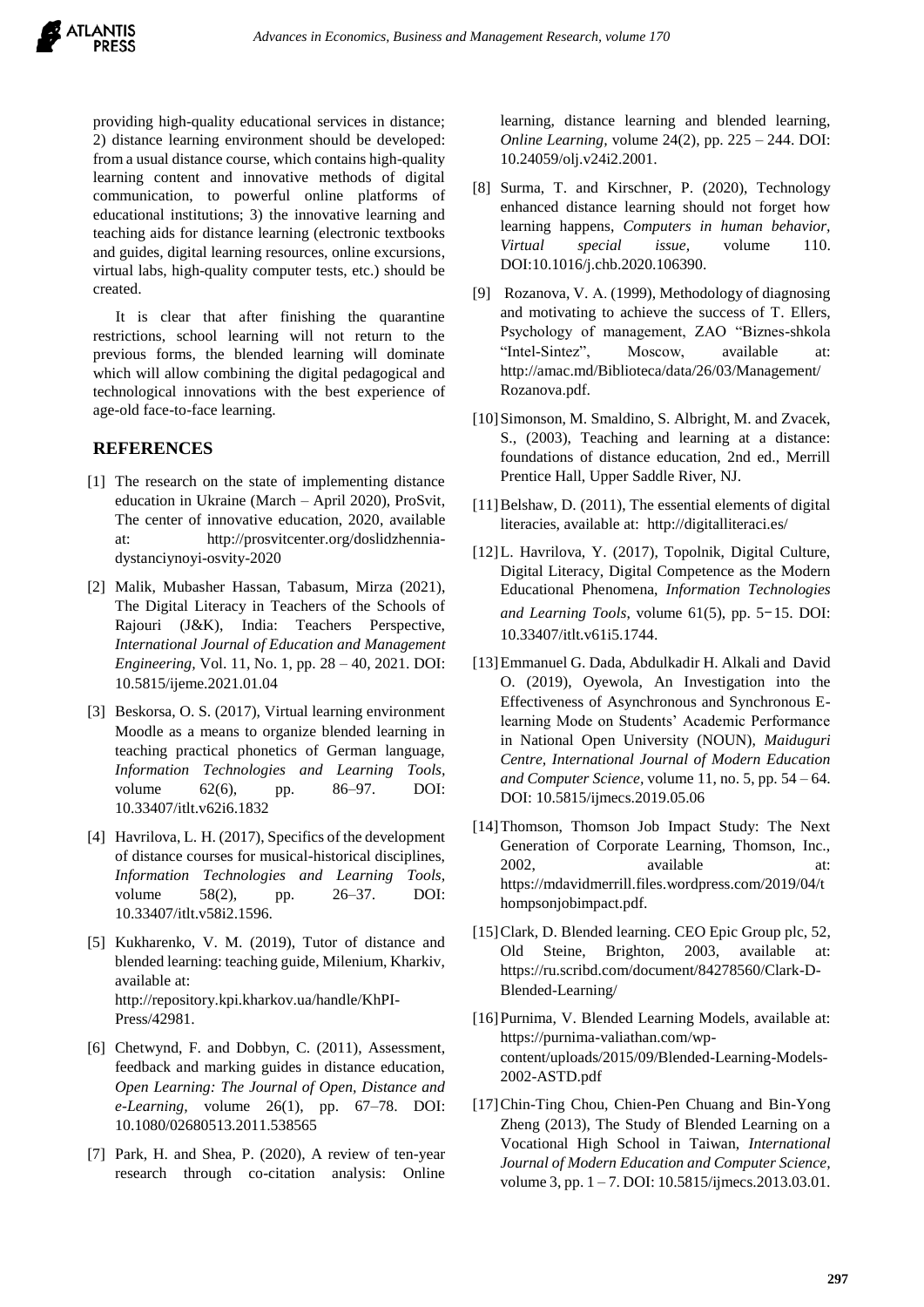providing high-quality educational services in distance; 2) distance learning environment should be developed: from a usual distance course, which contains high-quality learning content and innovative methods of digital communication, to powerful online platforms of educational institutions; 3) the innovative learning and teaching aids for distance learning (electronic textbooks and guides, digital learning resources, online excursions, virtual labs, high-quality computer tests, etc.) should be created.

It is clear that after finishing the quarantine restrictions, school learning will not return to the previous forms, the blended learning will dominate which will allow combining the digital pedagogical and technological innovations with the best experience of age-old face-to-face learning.

## REFERENCES

[1] The research on the state of implementing distance education in Ukraine (March – April 2020), ProSvit, The center of innovative education, 2020, available at: http://prosvitcenter.org/doslidzhennia-dystanciynoyi-osvity-2020

[2] Malik, Mubasher Hassan, Tabasum, Mirza (2021), The Digital Literacy in Teachers of the Schools of Rajouri (J&K), India: Teachers Perspective, *International Journal of Education and Management Engineering*, Vol. 11, No. 1, pp. 28 – 40, 2021. DOI: 10.5815/ijeme.2021.01.04

[3] Beskorsa, O. S. (2017), Virtual learning environment Moodle as a means to organize blended learning in teaching practical phonetics of German language, *Information Technologies and Learning Tools*, volume 62(6), pp. 86–97. DOI: 10.33407/itlt.v62i6.1832

[4] Havrilova, L. H. (2017), Specifics of the development of distance courses for musical-historical disciplines, *Information Technologies and Learning Tools*, volume 58(2), pp. 26–37. DOI: 10.33407/itlt.v58i2.1596.

[5] Kukharenko, V. M. (2019), Tutor of distance and blended learning: teaching guide, Milenium, Kharkiv, available at: http://repository.kpi.kharkov.ua/handle/KhPI-Press/42981.

[6] Chetwynd, F. and Dobbyn, C. (2011), Assessment, feedback and marking guides in distance education, *Open Learning: The Journal of Open, Distance and e-Learning*, volume 26(1), pp. 67–78. DOI: 10.1080/02680513.2011.538565

[7] Park, H. and Shea, P. (2020), A review of ten-year research through co-citation analysis: Online learning, distance learning and blended learning, *Online Learning*, volume 24(2), pp. 225 – 244. DOI: 10.24059/olj.v24i2.2001.

[8] Surma, T. and Kirschner, P. (2020), Technology enhanced distance learning should not forget how learning happens, *Computers in human behavior, Virtual special issue*, volume 110. DOI:10.1016/j.chb.2020.106390.

[9] Rozanova, V. A. (1999), Methodology of diagnosing and motivating to achieve the success of T. Ellers, Psychology of management, ZAO "Biznes-shkola "Intel-Sintez", Moscow, available at: http://amac.md/Biblioteca/data/26/03/Management/Rozanova.pdf.

[10] Simonson, M. Smaldino, S. Albright, M. and Zvacek, S., (2003), Teaching and learning at a distance: foundations of distance education, 2nd ed., Merrill Prentice Hall, Upper Saddle River, NJ.

[11] Belshaw, D. (2011), The essential elements of digital literacies, available at: http://digitalliteraci.es/

[12] L. Havrilova, Y. (2017), Topolnik, Digital Culture, Digital Literacy, Digital Competence as the Modern Educational Phenomena, *Information Technologies and Learning Tools*, volume 61(5), pp. 5‑15. DOI: 10.33407/itlt.v61i5.1744.

[13] Emmanuel G. Dada, Abdulkadir H. Alkali and David O. (2019), Oyewola, An Investigation into the Effectiveness of Asynchronous and Synchronous E-learning Mode on Students' Academic Performance in National Open University (NOUN), *Maiduguri Centre, International Journal of Modern Education and Computer Science*, volume 11, no. 5, pp. 54 – 64. DOI: 10.5815/ijmecs.2019.05.06

[14] Thomson, Thomson Job Impact Study: The Next Generation of Corporate Learning, Thomson, Inc., 2002, available at: https://mdavidmerrill.files.wordpress.com/2019/04/thompsonjobimpact.pdf.

[15] Clark, D. Blended learning. CEO Epic Group plc, 52, Old Steine, Brighton, 2003, available at: https://ru.scribd.com/document/84278560/Clark-D-Blended-Learning/

[16] Purnima, V. Blended Learning Models, available at: https://purnima-valiathan.com/wp-content/uploads/2015/09/Blended-Learning-Models-2002-ASTD.pdf

[17] Chin-Ting Chou, Chien-Pen Chuang and Bin-Yong Zheng (2013), The Study of Blended Learning on a Vocational High School in Taiwan, *International Journal of Modern Education and Computer Science*, volume 3, pp. 1 – 7. DOI: 10.5815/ijmecs.2013.03.01.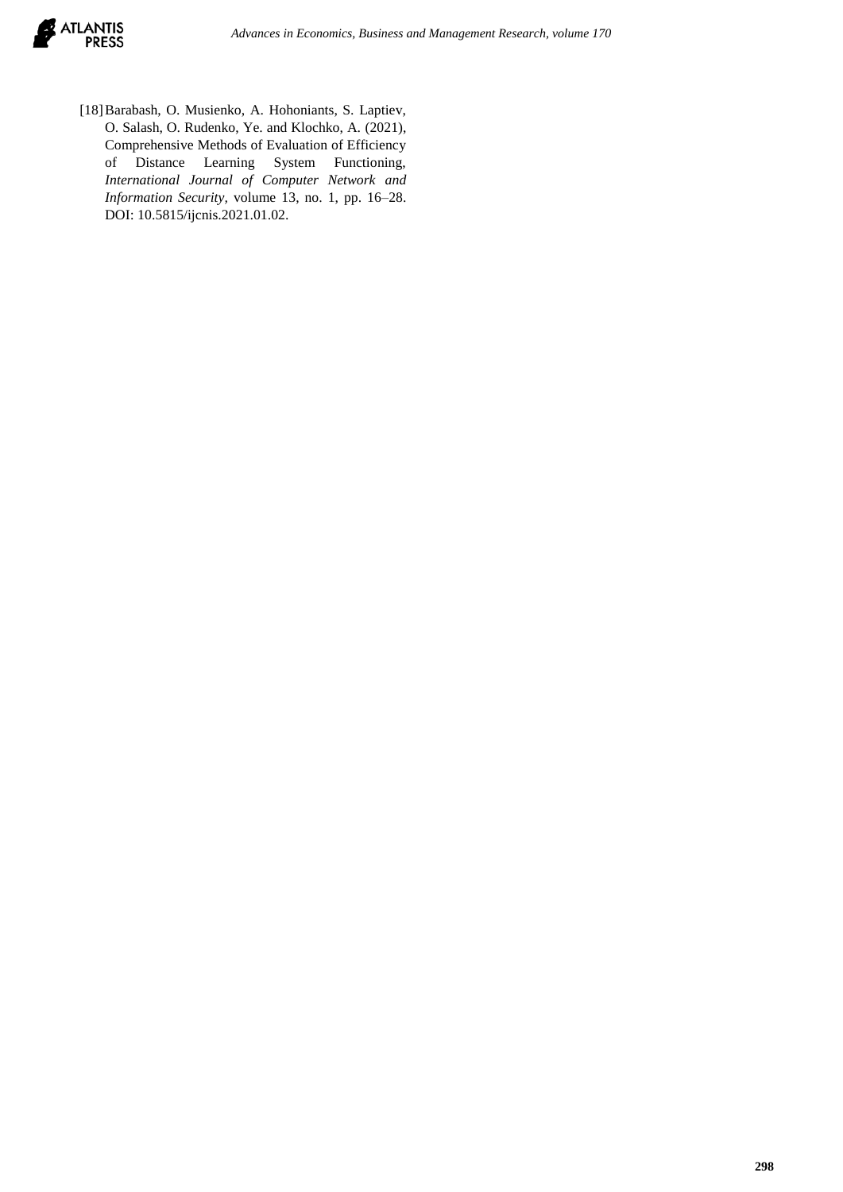[18] Barabash, O. Musienko, A. Hohoniants, S. Laptiev, O. Salash, O. Rudenko, Ye. and Klochko, A. (2021), Comprehensive Methods of Evaluation of Efficiency of Distance Learning System Functioning, *International Journal of Computer Network and Information Security*, volume 13, no. 1, pp. 16–28. DOI: 10.5815/ijcnis.2021.01.02.